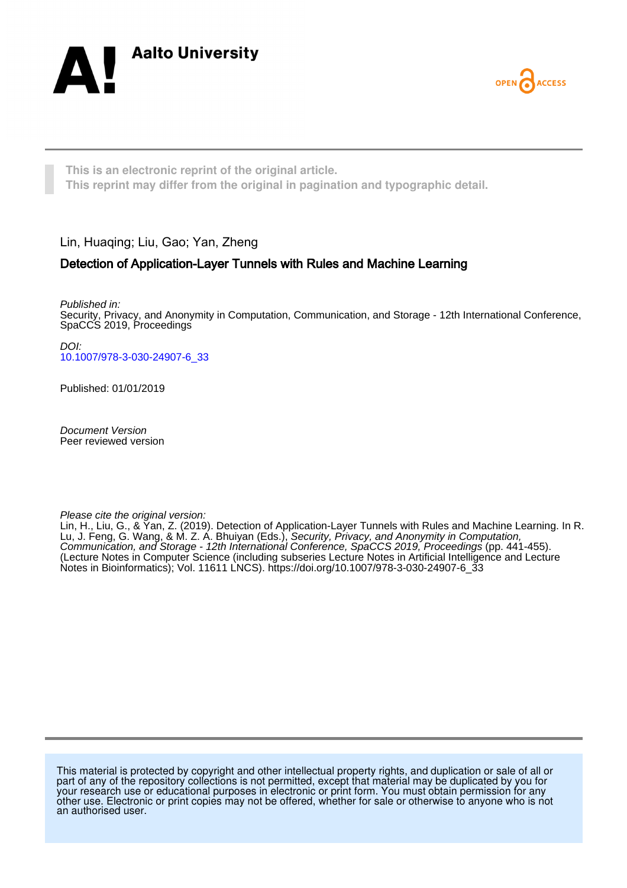Aalto University

OPEN ACCESS

**This is an electronic reprint of the original article.**
**This reprint may differ from the original in pagination and typographic detail.**

Lin, Huaqing; Liu, Gao; Yan, Zheng

## Detection of Application-Layer Tunnels with Rules and Machine Learning

*Published in:*
Security, Privacy, and Anonymity in Computation, Communication, and Storage - 12th International Conference, SpaCCS 2019, Proceedings

*DOI:*
10.1007/978-3-030-24907-6_33

Published: 01/01/2019

*Document Version*
Peer reviewed version

*Please cite the original version:*
Lin, H., Liu, G., & Yan, Z. (2019). Detection of Application-Layer Tunnels with Rules and Machine Learning. In R. Lu, J. Feng, G. Wang, & M. Z. A. Bhuiyan (Eds.), *Security, Privacy, and Anonymity in Computation, Communication, and Storage - 12th International Conference, SpaCCS 2019, Proceedings* (pp. 441-455). (Lecture Notes in Computer Science (including subseries Lecture Notes in Artificial Intelligence and Lecture Notes in Bioinformatics); Vol. 11611 LNCS). https://doi.org/10.1007/978-3-030-24907-6_33

This material is protected by copyright and other intellectual property rights, and duplication or sale of all or part of any of the repository collections is not permitted, except that material may be duplicated by you for your research use or educational purposes in electronic or print form. You must obtain permission for any other use. Electronic or print copies may not be offered, whether for sale or otherwise to anyone who is not an authorised user.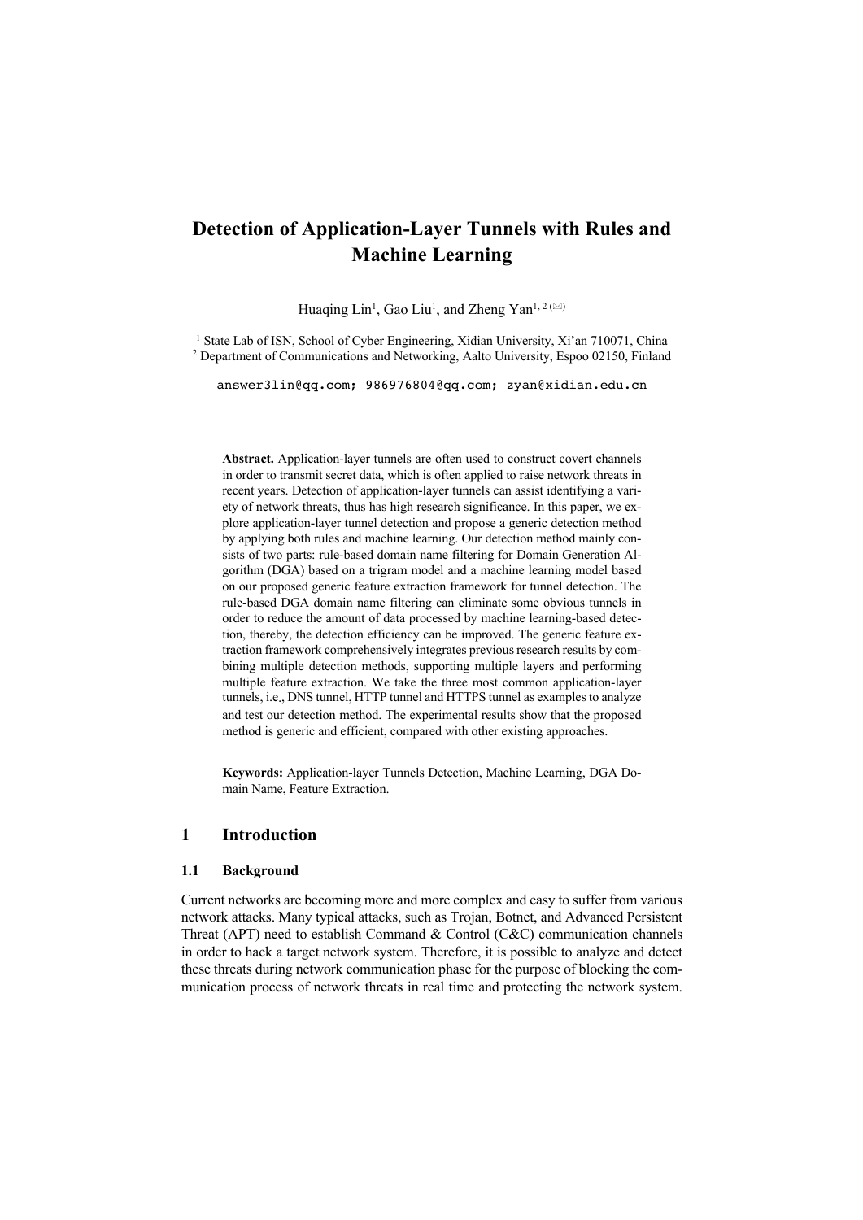# Detection of Application-Layer Tunnels with Rules and Machine Learning

Huaqing Lin[1], Gao Liu[1], and Zheng Yan[1, 2] (✉)

[1] State Lab of ISN, School of Cyber Engineering, Xidian University, Xi'an 710071, China
[2] Department of Communications and Networking, Aalto University, Espoo 02150, Finland

answer3lin@qq.com; 986976804@qq.com; zyan@xidian.edu.cn

**Abstract.** Application-layer tunnels are often used to construct covert channels in order to transmit secret data, which is often applied to raise network threats in recent years. Detection of application-layer tunnels can assist identifying a variety of network threats, thus has high research significance. In this paper, we explore application-layer tunnel detection and propose a generic detection method by applying both rules and machine learning. Our detection method mainly consists of two parts: rule-based domain name filtering for Domain Generation Algorithm (DGA) based on a trigram model and a machine learning model based on our proposed generic feature extraction framework for tunnel detection. The rule-based DGA domain name filtering can eliminate some obvious tunnels in order to reduce the amount of data processed by machine learning-based detection, thereby, the detection efficiency can be improved. The generic feature extraction framework comprehensively integrates previous research results by combining multiple detection methods, supporting multiple layers and performing multiple feature extraction. We take the three most common application-layer tunnels, i.e., DNS tunnel, HTTP tunnel and HTTPS tunnel as examples to analyze and test our detection method. The experimental results show that the proposed method is generic and efficient, compared with other existing approaches.

**Keywords:** Application-layer Tunnels Detection, Machine Learning, DGA Domain Name, Feature Extraction.

## 1 Introduction

### 1.1 Background

Current networks are becoming more and more complex and easy to suffer from various network attacks. Many typical attacks, such as Trojan, Botnet, and Advanced Persistent Threat (APT) need to establish Command & Control (C&C) communication channels in order to hack a target network system. Therefore, it is possible to analyze and detect these threats during network communication phase for the purpose of blocking the communication process of network threats in real time and protecting the network system.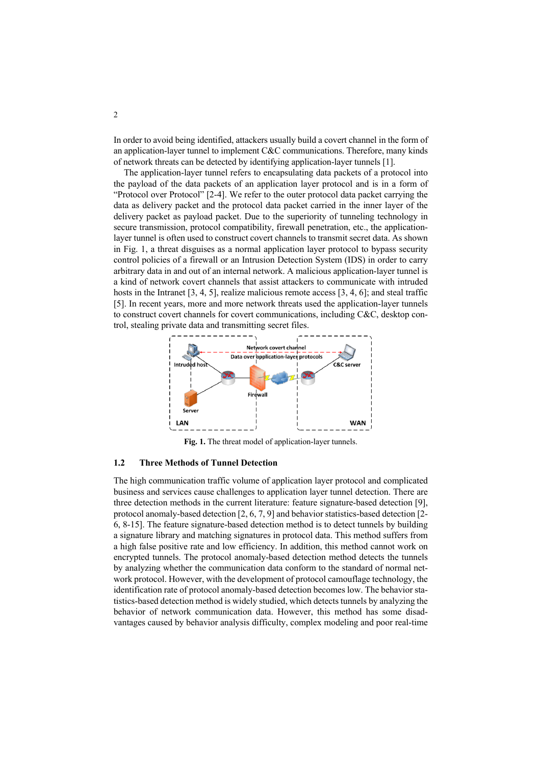In order to avoid being identified, attackers usually build a covert channel in the form of an application-layer tunnel to implement C&C communications. Therefore, many kinds of network threats can be detected by identifying application-layer tunnels [1].

The application-layer tunnel refers to encapsulating data packets of a protocol into the payload of the data packets of an application layer protocol and is in a form of "Protocol over Protocol" [2-4]. We refer to the outer protocol data packet carrying the data as delivery packet and the protocol data packet carried in the inner layer of the delivery packet as payload packet. Due to the superiority of tunneling technology in secure transmission, protocol compatibility, firewall penetration, etc., the application-layer tunnel is often used to construct covert channels to transmit secret data. As shown in Fig. 1, a threat disguises as a normal application layer protocol to bypass security control policies of a firewall or an Intrusion Detection System (IDS) in order to carry arbitrary data in and out of an internal network. A malicious application-layer tunnel is a kind of network covert channels that assist attackers to communicate with intruded hosts in the Intranet [3, 4, 5], realize malicious remote access [3, 4, 6]; and steal traffic [5]. In recent years, more and more network threats used the application-layer tunnels to construct covert channels for covert communications, including C&C, desktop control, stealing private data and transmitting secret files.

**Fig. 1.** The threat model of application-layer tunnels.

### 1.2 Three Methods of Tunnel Detection

The high communication traffic volume of application layer protocol and complicated business and services cause challenges to application layer tunnel detection. There are three detection methods in the current literature: feature signature-based detection [9], protocol anomaly-based detection [2, 6, 7, 9] and behavior statistics-based detection [2-6, 8-15]. The feature signature-based detection method is to detect tunnels by building a signature library and matching signatures in protocol data. This method suffers from a high false positive rate and low efficiency. In addition, this method cannot work on encrypted tunnels. The protocol anomaly-based detection method detects the tunnels by analyzing whether the communication data conform to the standard of normal network protocol. However, with the development of protocol camouflage technology, the identification rate of protocol anomaly-based detection becomes low. The behavior statistics-based detection method is widely studied, which detects tunnels by analyzing the behavior of network communication data. However, this method has some disadvantages caused by behavior analysis difficulty, complex modeling and poor real-time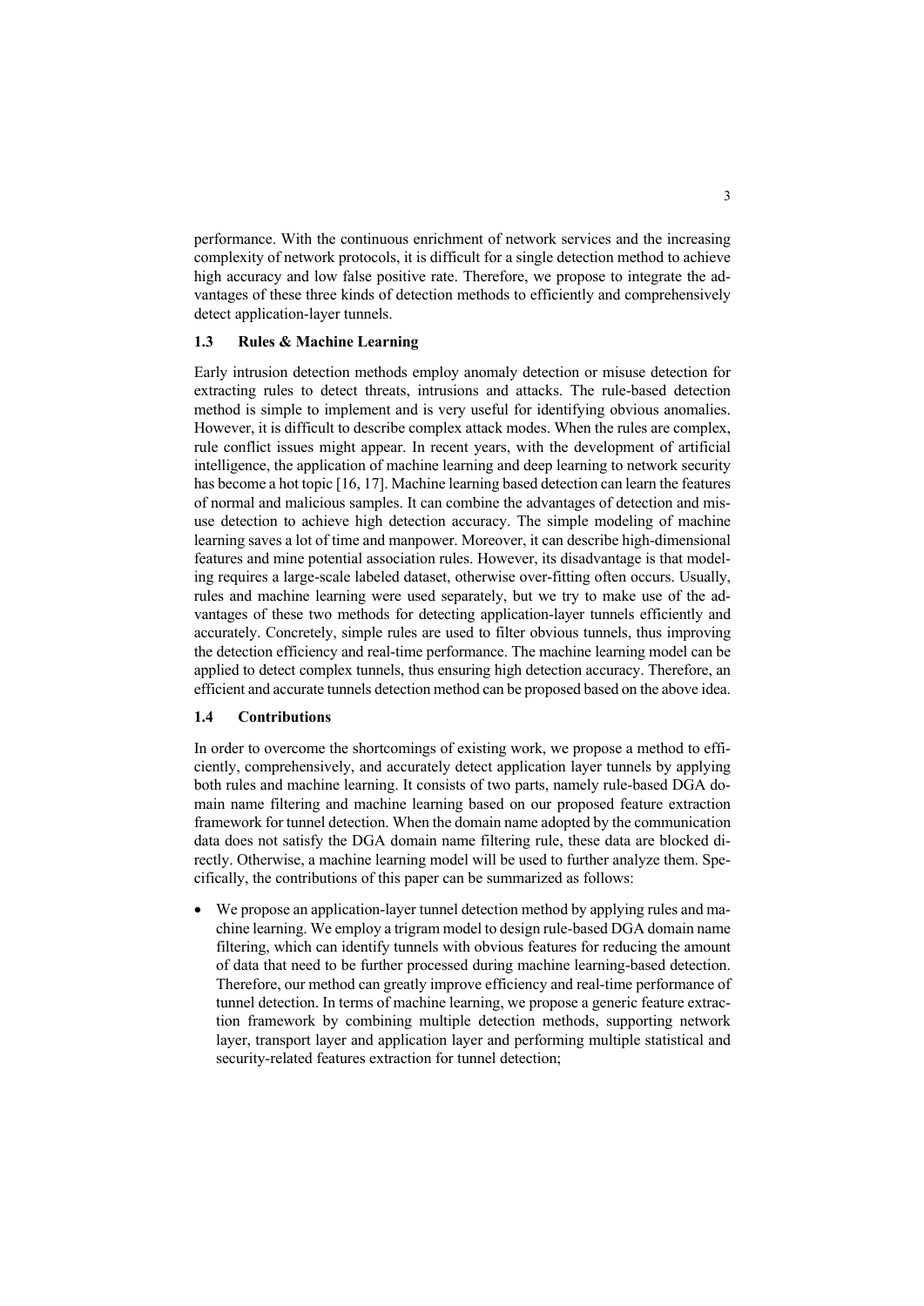performance. With the continuous enrichment of network services and the increasing complexity of network protocols, it is difficult for a single detection method to achieve high accuracy and low false positive rate. Therefore, we propose to integrate the advantages of these three kinds of detection methods to efficiently and comprehensively detect application-layer tunnels.

### 1.3 Rules & Machine Learning

Early intrusion detection methods employ anomaly detection or misuse detection for extracting rules to detect threats, intrusions and attacks. The rule-based detection method is simple to implement and is very useful for identifying obvious anomalies. However, it is difficult to describe complex attack modes. When the rules are complex, rule conflict issues might appear. In recent years, with the development of artificial intelligence, the application of machine learning and deep learning to network security has become a hot topic [16, 17]. Machine learning based detection can learn the features of normal and malicious samples. It can combine the advantages of detection and misuse detection to achieve high detection accuracy. The simple modeling of machine learning saves a lot of time and manpower. Moreover, it can describe high-dimensional features and mine potential association rules. However, its disadvantage is that modeling requires a large-scale labeled dataset, otherwise over-fitting often occurs. Usually, rules and machine learning were used separately, but we try to make use of the advantages of these two methods for detecting application-layer tunnels efficiently and accurately. Concretely, simple rules are used to filter obvious tunnels, thus improving the detection efficiency and real-time performance. The machine learning model can be applied to detect complex tunnels, thus ensuring high detection accuracy. Therefore, an efficient and accurate tunnels detection method can be proposed based on the above idea.

### 1.4 Contributions

In order to overcome the shortcomings of existing work, we propose a method to efficiently, comprehensively, and accurately detect application layer tunnels by applying both rules and machine learning. It consists of two parts, namely rule-based DGA domain name filtering and machine learning based on our proposed feature extraction framework for tunnel detection. When the domain name adopted by the communication data does not satisfy the DGA domain name filtering rule, these data are blocked directly. Otherwise, a machine learning model will be used to further analyze them. Specifically, the contributions of this paper can be summarized as follows:

- We propose an application-layer tunnel detection method by applying rules and machine learning. We employ a trigram model to design rule-based DGA domain name filtering, which can identify tunnels with obvious features for reducing the amount of data that need to be further processed during machine learning-based detection. Therefore, our method can greatly improve efficiency and real-time performance of tunnel detection. In terms of machine learning, we propose a generic feature extraction framework by combining multiple detection methods, supporting network layer, transport layer and application layer and performing multiple statistical and security-related features extraction for tunnel detection;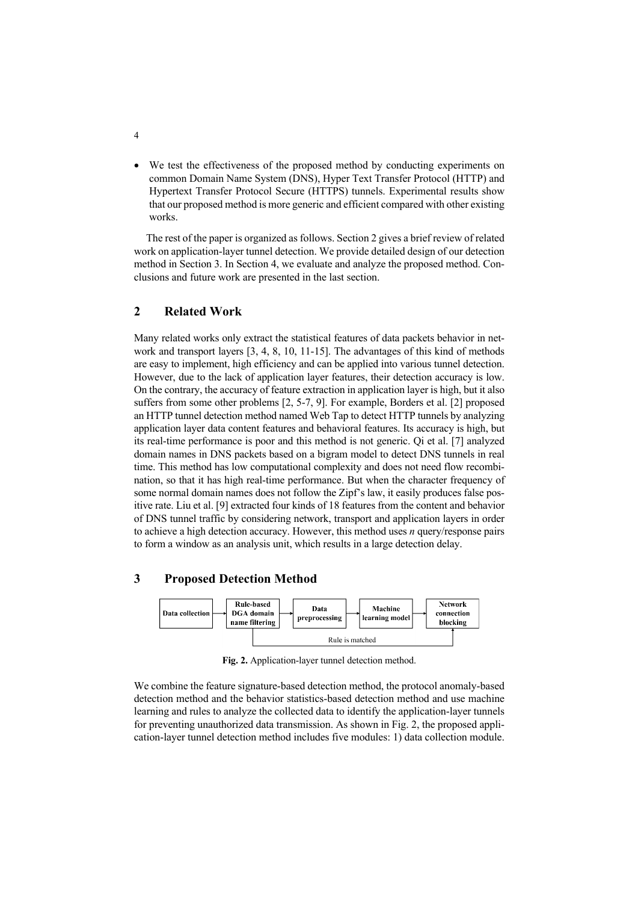- We test the effectiveness of the proposed method by conducting experiments on common Domain Name System (DNS), Hyper Text Transfer Protocol (HTTP) and Hypertext Transfer Protocol Secure (HTTPS) tunnels. Experimental results show that our proposed method is more generic and efficient compared with other existing works.

The rest of the paper is organized as follows. Section 2 gives a brief review of related work on application-layer tunnel detection. We provide detailed design of our detection method in Section 3. In Section 4, we evaluate and analyze the proposed method. Conclusions and future work are presented in the last section.

## 2 Related Work

Many related works only extract the statistical features of data packets behavior in network and transport layers [3, 4, 8, 10, 11-15]. The advantages of this kind of methods are easy to implement, high efficiency and can be applied into various tunnel detection. However, due to the lack of application layer features, their detection accuracy is low. On the contrary, the accuracy of feature extraction in application layer is high, but it also suffers from some other problems [2, 5-7, 9]. For example, Borders et al. [2] proposed an HTTP tunnel detection method named Web Tap to detect HTTP tunnels by analyzing application layer data content features and behavioral features. Its accuracy is high, but its real-time performance is poor and this method is not generic. Qi et al. [7] analyzed domain names in DNS packets based on a bigram model to detect DNS tunnels in real time. This method has low computational complexity and does not need flow recombination, so that it has high real-time performance. But when the character frequency of some normal domain names does not follow the Zipf's law, it easily produces false positive rate. Liu et al. [9] extracted four kinds of 18 features from the content and behavior of DNS tunnel traffic by considering network, transport and application layers in order to achieve a high detection accuracy. However, this method uses *n* query/response pairs to form a window as an analysis unit, which results in a large detection delay.

## 3 Proposed Detection Method

Data collection → Rule-based DGA domain name filtering → Data preprocessing → Machine learning model → Network connection blocking (Rule is matched: Rule-based DGA domain name filtering → Network connection blocking)

**Fig. 2.** Application-layer tunnel detection method.

We combine the feature signature-based detection method, the protocol anomaly-based detection method and the behavior statistics-based detection method and use machine learning and rules to analyze the collected data to identify the application-layer tunnels for preventing unauthorized data transmission. As shown in Fig. 2, the proposed application-layer tunnel detection method includes five modules: 1) data collection module.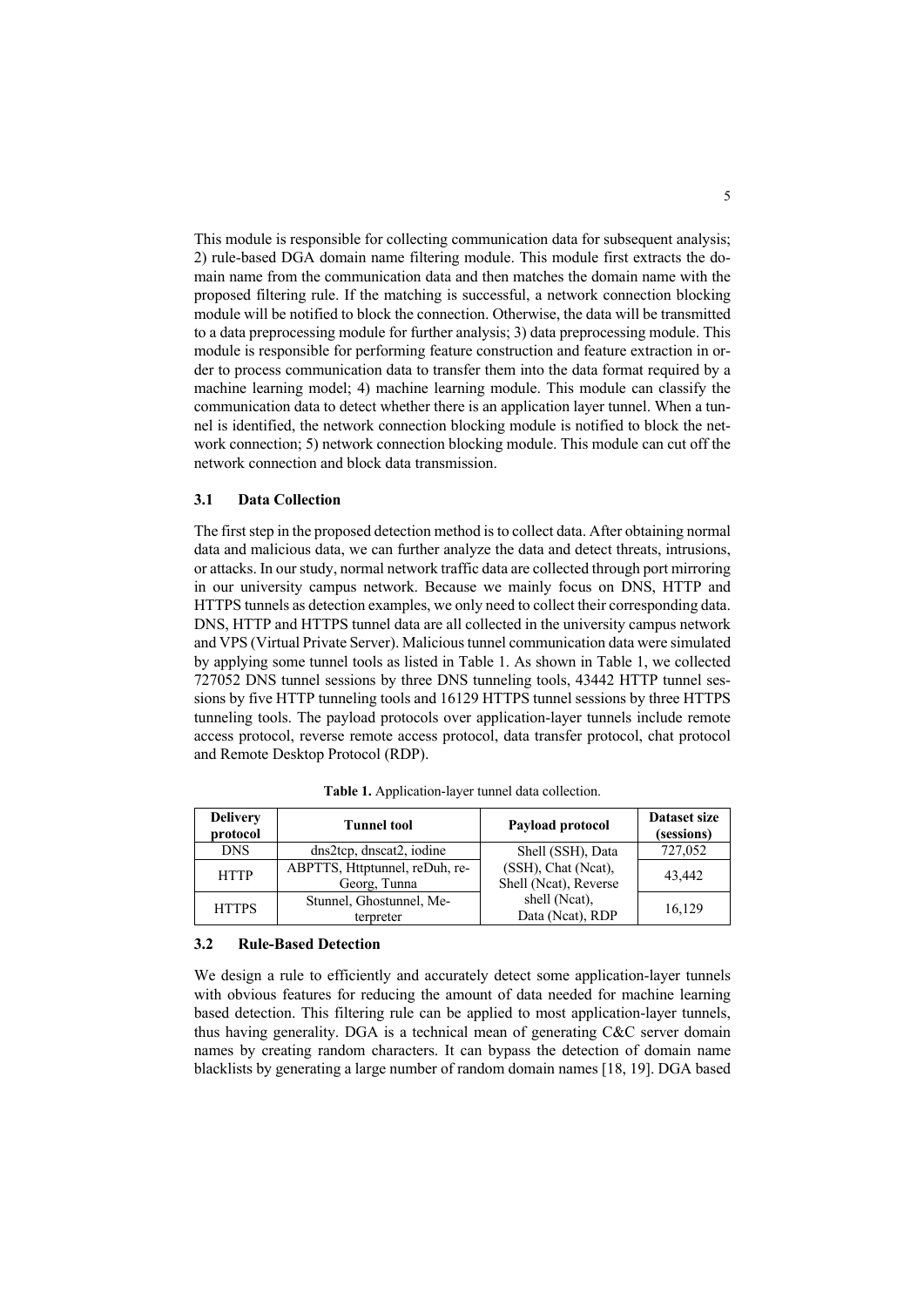This module is responsible for collecting communication data for subsequent analysis; 2) rule-based DGA domain name filtering module. This module first extracts the domain name from the communication data and then matches the domain name with the proposed filtering rule. If the matching is successful, a network connection blocking module will be notified to block the connection. Otherwise, the data will be transmitted to a data preprocessing module for further analysis; 3) data preprocessing module. This module is responsible for performing feature construction and feature extraction in order to process communication data to transfer them into the data format required by a machine learning model; 4) machine learning module. This module can classify the communication data to detect whether there is an application layer tunnel. When a tunnel is identified, the network connection blocking module is notified to block the network connection; 5) network connection blocking module. This module can cut off the network connection and block data transmission.

### 3.1 Data Collection

The first step in the proposed detection method is to collect data. After obtaining normal data and malicious data, we can further analyze the data and detect threats, intrusions, or attacks. In our study, normal network traffic data are collected through port mirroring in our university campus network. Because we mainly focus on DNS, HTTP and HTTPS tunnels as detection examples, we only need to collect their corresponding data. DNS, HTTP and HTTPS tunnel data are all collected in the university campus network and VPS (Virtual Private Server). Malicious tunnel communication data were simulated by applying some tunnel tools as listed in Table 1. As shown in Table 1, we collected 727052 DNS tunnel sessions by three DNS tunneling tools, 43442 HTTP tunnel sessions by five HTTP tunneling tools and 16129 HTTPS tunnel sessions by three HTTPS tunneling tools. The payload protocols over application-layer tunnels include remote access protocol, reverse remote access protocol, data transfer protocol, chat protocol and Remote Desktop Protocol (RDP).

**Table 1.** Application-layer tunnel data collection.

| Delivery protocol | Tunnel tool | Payload protocol | Dataset size (sessions) |
|---|---|---|---|
| DNS | dns2tcp, dnscat2, iodine | Shell (SSH), Data (SSH), Chat (Ncat), Shell (Ncat), Reverse shell (Ncat), Data (Ncat), RDP | 727,052 |
| HTTP | ABPTTS, Httptunnel, reDuh, reGeorg, Tunna | | 43,442 |
| HTTPS | Stunnel, Ghostunnel, Meterpreter | | 16,129 |

### 3.2 Rule-Based Detection

We design a rule to efficiently and accurately detect some application-layer tunnels with obvious features for reducing the amount of data needed for machine learning based detection. This filtering rule can be applied to most application-layer tunnels, thus having generality. DGA is a technical mean of generating C&C server domain names by creating random characters. It can bypass the detection of domain name blacklists by generating a large number of random domain names [18, 19]. DGA based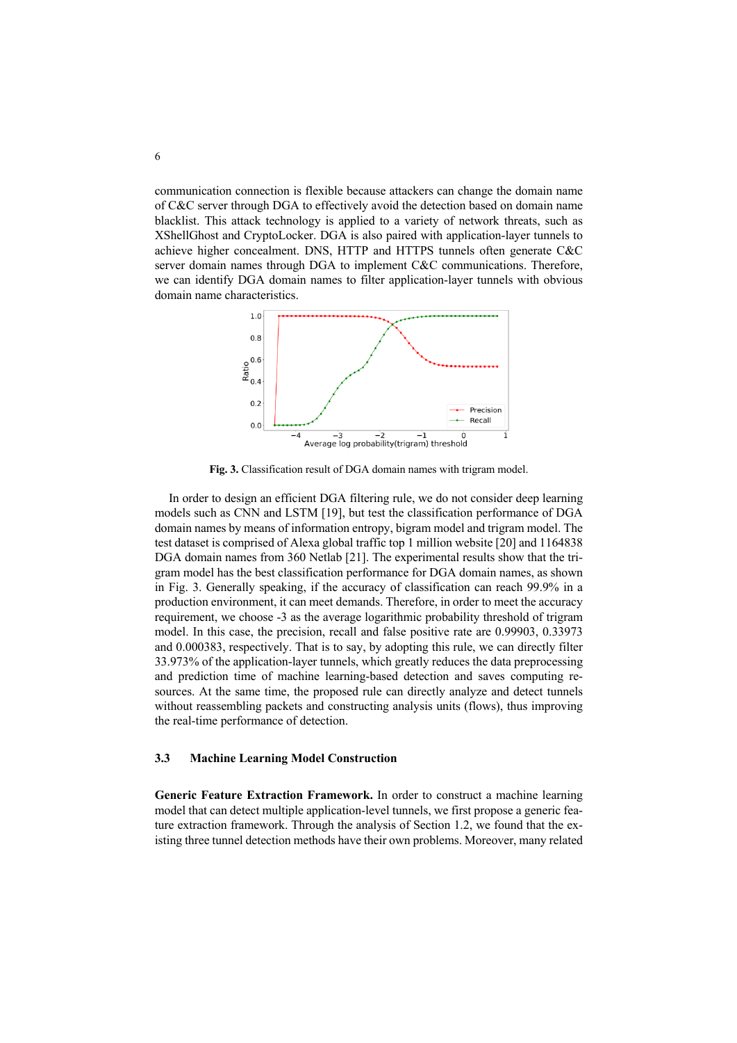communication connection is flexible because attackers can change the domain name of C&C server through DGA to effectively avoid the detection based on domain name blacklist. This attack technology is applied to a variety of network threats, such as XShellGhost and CryptoLocker. DGA is also paired with application-layer tunnels to achieve higher concealment. DNS, HTTP and HTTPS tunnels often generate C&C server domain names through DGA to implement C&C communications. Therefore, we can identify DGA domain names to filter application-layer tunnels with obvious domain name characteristics.

**Fig. 3.** Classification result of DGA domain names with trigram model.

In order to design an efficient DGA filtering rule, we do not consider deep learning models such as CNN and LSTM [19], but test the classification performance of DGA domain names by means of information entropy, bigram model and trigram model. The test dataset is comprised of Alexa global traffic top 1 million website [20] and 1164838 DGA domain names from 360 Netlab [21]. The experimental results show that the trigram model has the best classification performance for DGA domain names, as shown in Fig. 3. Generally speaking, if the accuracy of classification can reach 99.9% in a production environment, it can meet demands. Therefore, in order to meet the accuracy requirement, we choose -3 as the average logarithmic probability threshold of trigram model. In this case, the precision, recall and false positive rate are 0.99903, 0.33973 and 0.000383, respectively. That is to say, by adopting this rule, we can directly filter 33.973% of the application-layer tunnels, which greatly reduces the data preprocessing and prediction time of machine learning-based detection and saves computing resources. At the same time, the proposed rule can directly analyze and detect tunnels without reassembling packets and constructing analysis units (flows), thus improving the real-time performance of detection.

### 3.3 Machine Learning Model Construction

**Generic Feature Extraction Framework.** In order to construct a machine learning model that can detect multiple application-level tunnels, we first propose a generic feature extraction framework. Through the analysis of Section 1.2, we found that the existing three tunnel detection methods have their own problems. Moreover, many related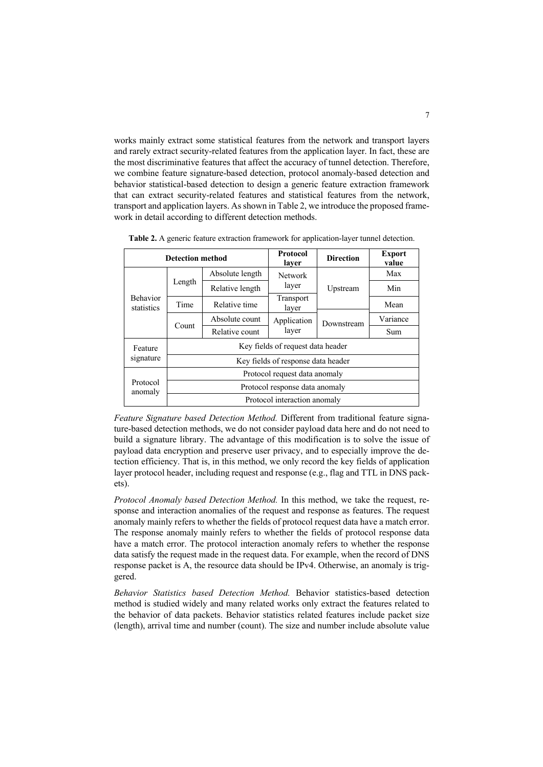works mainly extract some statistical features from the network and transport layers and rarely extract security-related features from the application layer. In fact, these are the most discriminative features that affect the accuracy of tunnel detection. Therefore, we combine feature signature-based detection, protocol anomaly-based detection and behavior statistical-based detection to design a generic feature extraction framework that can extract security-related features and statistical features from the network, transport and application layers. As shown in Table 2, we introduce the proposed framework in detail according to different detection methods.

**Table 2.** A generic feature extraction framework for application-layer tunnel detection.

| Detection method | | | Protocol layer | Direction | Export value |
|---|---|---|---|---|---|
| Behavior statistics | Length | Absolute length | Network layer | Upstream | Max |
| | | Relative length | | | Min |
| | Time | Relative time | Transport layer | | Mean |
| | Count | Absolute count | Application layer | Downstream | Variance |
| | | Relative count | | | Sum |
| Feature signature | Key fields of request data header | | | | |
| | Key fields of response data header | | | | |
| Protocol anomaly | Protocol request data anomaly | | | | |
| | Protocol response data anomaly | | | | |
| | Protocol interaction anomaly | | | | |

*Feature Signature based Detection Method.* Different from traditional feature signature-based detection methods, we do not consider payload data here and do not need to build a signature library. The advantage of this modification is to solve the issue of payload data encryption and preserve user privacy, and to especially improve the detection efficiency. That is, in this method, we only record the key fields of application layer protocol header, including request and response (e.g., flag and TTL in DNS packets).

*Protocol Anomaly based Detection Method.* In this method, we take the request, response and interaction anomalies of the request and response as features. The request anomaly mainly refers to whether the fields of protocol request data have a match error. The response anomaly mainly refers to whether the fields of protocol response data have a match error. The protocol interaction anomaly refers to whether the response data satisfy the request made in the request data. For example, when the record of DNS response packet is A, the resource data should be IPv4. Otherwise, an anomaly is triggered.

*Behavior Statistics based Detection Method.* Behavior statistics-based detection method is studied widely and many related works only extract the features related to the behavior of data packets. Behavior statistics related features include packet size (length), arrival time and number (count). The size and number include absolute value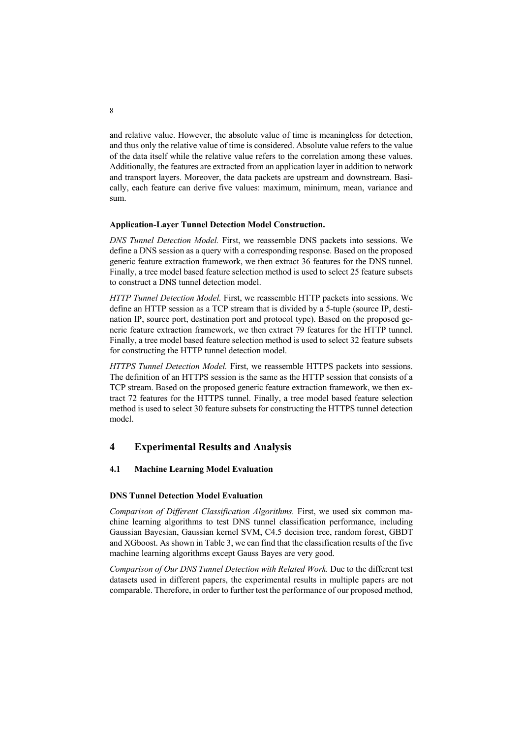and relative value. However, the absolute value of time is meaningless for detection, and thus only the relative value of time is considered. Absolute value refers to the value of the data itself while the relative value refers to the correlation among these values. Additionally, the features are extracted from an application layer in addition to network and transport layers. Moreover, the data packets are upstream and downstream. Basically, each feature can derive five values: maximum, minimum, mean, variance and sum.

**Application-Layer Tunnel Detection Model Construction.**

*DNS Tunnel Detection Model.* First, we reassemble DNS packets into sessions. We define a DNS session as a query with a corresponding response. Based on the proposed generic feature extraction framework, we then extract 36 features for the DNS tunnel. Finally, a tree model based feature selection method is used to select 25 feature subsets to construct a DNS tunnel detection model.

*HTTP Tunnel Detection Model.* First, we reassemble HTTP packets into sessions. We define an HTTP session as a TCP stream that is divided by a 5-tuple (source IP, destination IP, source port, destination port and protocol type). Based on the proposed generic feature extraction framework, we then extract 79 features for the HTTP tunnel. Finally, a tree model based feature selection method is used to select 32 feature subsets for constructing the HTTP tunnel detection model.

*HTTPS Tunnel Detection Model.* First, we reassemble HTTPS packets into sessions. The definition of an HTTPS session is the same as the HTTP session that consists of a TCP stream. Based on the proposed generic feature extraction framework, we then extract 72 features for the HTTPS tunnel. Finally, a tree model based feature selection method is used to select 30 feature subsets for constructing the HTTPS tunnel detection model.

## 4 Experimental Results and Analysis

### 4.1 Machine Learning Model Evaluation

**DNS Tunnel Detection Model Evaluation**

*Comparison of Different Classification Algorithms.* First, we used six common machine learning algorithms to test DNS tunnel classification performance, including Gaussian Bayesian, Gaussian kernel SVM, C4.5 decision tree, random forest, GBDT and XGboost. As shown in Table 3, we can find that the classification results of the five machine learning algorithms except Gauss Bayes are very good.

*Comparison of Our DNS Tunnel Detection with Related Work.* Due to the different test datasets used in different papers, the experimental results in multiple papers are not comparable. Therefore, in order to further test the performance of our proposed method,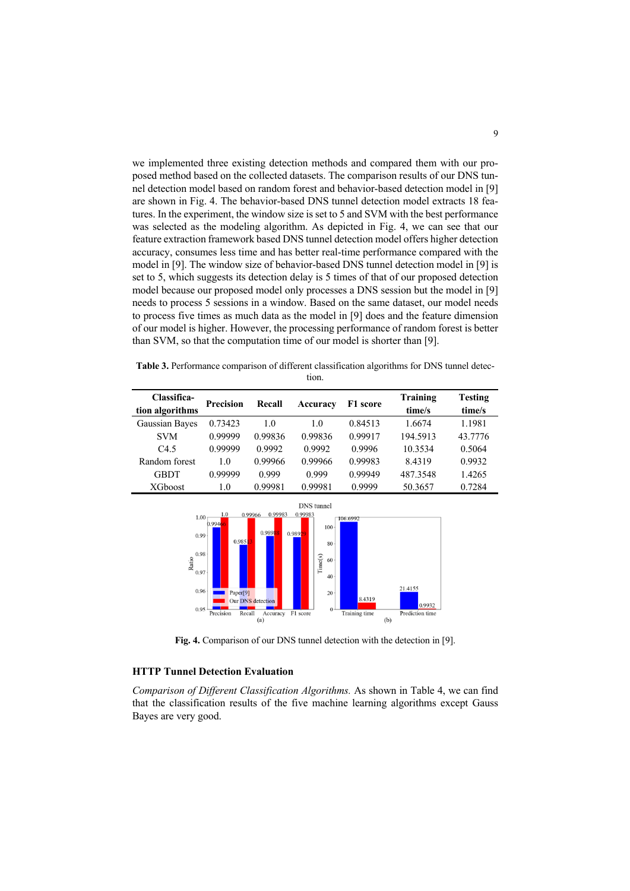we implemented three existing detection methods and compared them with our proposed method based on the collected datasets. The comparison results of our DNS tunnel detection model based on random forest and behavior-based detection model in [9] are shown in Fig. 4. The behavior-based DNS tunnel detection model extracts 18 features. In the experiment, the window size is set to 5 and SVM with the best performance was selected as the modeling algorithm. As depicted in Fig. 4, we can see that our feature extraction framework based DNS tunnel detection model offers higher detection accuracy, consumes less time and has better real-time performance compared with the model in [9]. The window size of behavior-based DNS tunnel detection model in [9] is set to 5, which suggests its detection delay is 5 times of that of our proposed detection model because our proposed model only processes a DNS session but the model in [9] needs to process 5 sessions in a window. Based on the same dataset, our model needs to process five times as much data as the model in [9] does and the feature dimension of our model is higher. However, the processing performance of random forest is better than SVM, so that the computation time of our model is shorter than [9].

**Table 3.** Performance comparison of different classification algorithms for DNS tunnel detection.

| Classification algorithms | Precision | Recall | Accuracy | F1 score | Training time/s | Testing time/s |
|---|---|---|---|---|---|---|
| Gaussian Bayes | 0.73423 | 1.0 | 1.0 | 0.84513 | 1.6674 | 1.1981 |
| SVM | 0.99999 | 0.99836 | 0.99836 | 0.99917 | 194.5913 | 43.7776 |
| C4.5 | 0.99999 | 0.9992 | 0.9992 | 0.9996 | 10.3534 | 0.5064 |
| Random forest | 1.0 | 0.99966 | 0.99966 | 0.99983 | 8.4319 | 0.9932 |
| GBDT | 0.99999 | 0.999 | 0.999 | 0.99949 | 487.3548 | 1.4265 |
| XGboost | 1.0 | 0.99981 | 0.99981 | 0.9999 | 50.3657 | 0.7284 |

**Fig. 4.** Comparison of our DNS tunnel detection with the detection in [9].

### HTTP Tunnel Detection Evaluation

*Comparison of Different Classification Algorithms.* As shown in Table 4, we can find that the classification results of the five machine learning algorithms except Gauss Bayes are very good.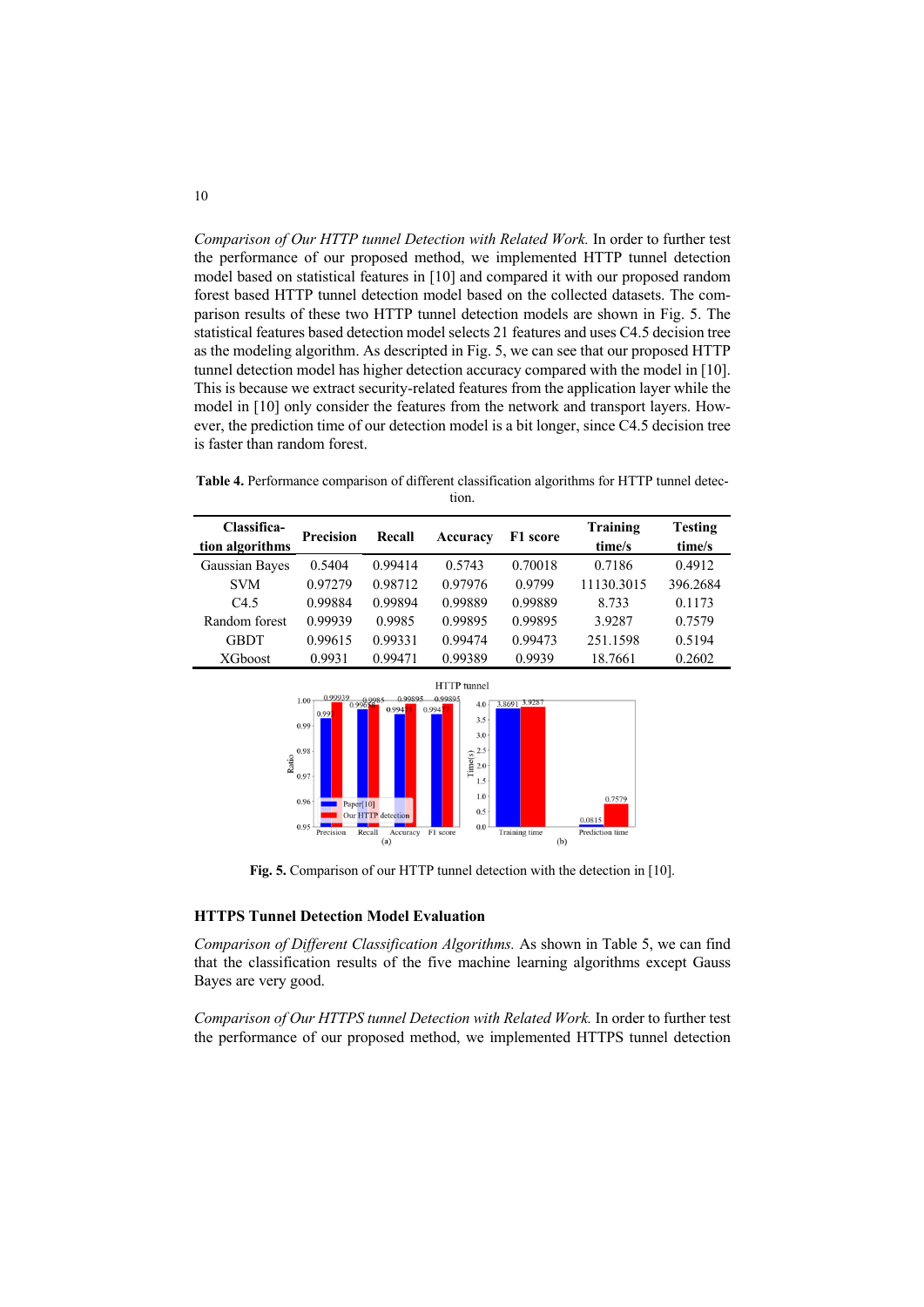*Comparison of Our HTTP tunnel Detection with Related Work.* In order to further test the performance of our proposed method, we implemented HTTP tunnel detection model based on statistical features in [10] and compared it with our proposed random forest based HTTP tunnel detection model based on the collected datasets. The comparison results of these two HTTP tunnel detection models are shown in Fig. 5. The statistical features based detection model selects 21 features and uses C4.5 decision tree as the modeling algorithm. As descripted in Fig. 5, we can see that our proposed HTTP tunnel detection model has higher detection accuracy compared with the model in [10]. This is because we extract security-related features from the application layer while the model in [10] only consider the features from the network and transport layers. However, the prediction time of our detection model is a bit longer, since C4.5 decision tree is faster than random forest.

**Table 4.** Performance comparison of different classification algorithms for HTTP tunnel detection.

| Classification algorithms | Precision | Recall | Accuracy | F1 score | Training time/s | Testing time/s |
|---|---|---|---|---|---|---|
| Gaussian Bayes | 0.5404 | 0.99414 | 0.5743 | 0.70018 | 0.7186 | 0.4912 |
| SVM | 0.97279 | 0.98712 | 0.97976 | 0.9799 | 11130.3015 | 396.2684 |
| C4.5 | 0.99884 | 0.99894 | 0.99889 | 0.99889 | 8.733 | 0.1173 |
| Random forest | 0.99939 | 0.9985 | 0.99895 | 0.99895 | 3.9287 | 0.7579 |
| GBDT | 0.99615 | 0.99331 | 0.99474 | 0.99473 | 251.1598 | 0.5194 |
| XGboost | 0.9931 | 0.99471 | 0.99389 | 0.9939 | 18.7661 | 0.2602 |

**Fig. 5.** Comparison of our HTTP tunnel detection with the detection in [10].

### HTTPS Tunnel Detection Model Evaluation

*Comparison of Different Classification Algorithms.* As shown in Table 5, we can find that the classification results of the five machine learning algorithms except Gauss Bayes are very good.

*Comparison of Our HTTPS tunnel Detection with Related Work.* In order to further test the performance of our proposed method, we implemented HTTPS tunnel detection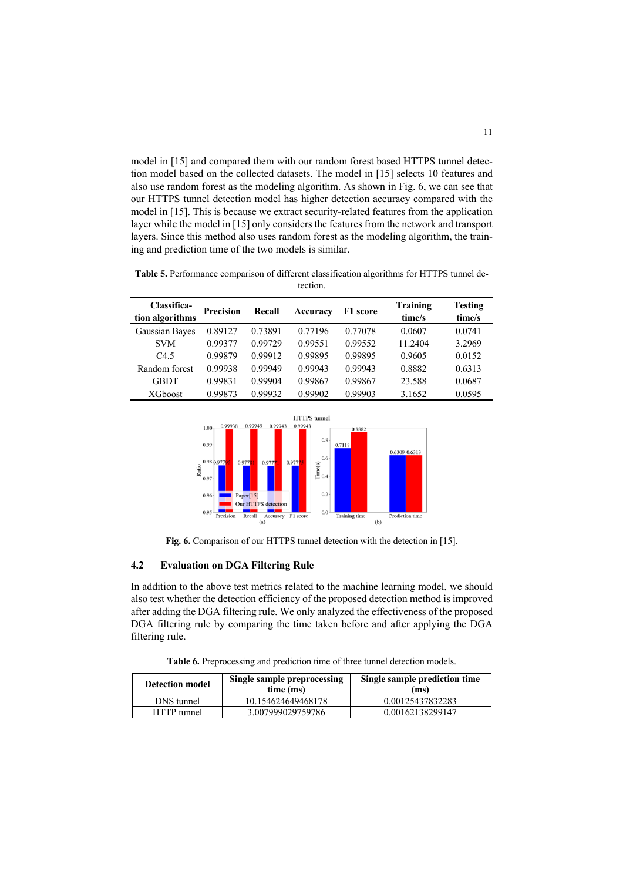model in [15] and compared them with our random forest based HTTPS tunnel detection model based on the collected datasets. The model in [15] selects 10 features and also use random forest as the modeling algorithm. As shown in Fig. 6, we can see that our HTTPS tunnel detection model has higher detection accuracy compared with the model in [15]. This is because we extract security-related features from the application layer while the model in [15] only considers the features from the network and transport layers. Since this method also uses random forest as the modeling algorithm, the training and prediction time of the two models is similar.

**Table 5.** Performance comparison of different classification algorithms for HTTPS tunnel detection.

| Classification algorithms | Precision | Recall | Accuracy | F1 score | Training time/s | Testing time/s |
|---|---|---|---|---|---|---|
| Gaussian Bayes | 0.89127 | 0.73891 | 0.77196 | 0.77078 | 0.0607 | 0.0741 |
| SVM | 0.99377 | 0.99729 | 0.99551 | 0.99552 | 11.2404 | 3.2969 |
| C4.5 | 0.99879 | 0.99912 | 0.99895 | 0.99895 | 0.9605 | 0.0152 |
| Random forest | 0.99938 | 0.99949 | 0.99943 | 0.99943 | 0.8882 | 0.6313 |
| GBDT | 0.99831 | 0.99904 | 0.99867 | 0.99867 | 23.588 | 0.0687 |
| XGboost | 0.99873 | 0.99932 | 0.99902 | 0.99903 | 3.1652 | 0.0595 |

**Fig. 6.** Comparison of our HTTPS tunnel detection with the detection in [15].

### 4.2 Evaluation on DGA Filtering Rule

In addition to the above test metrics related to the machine learning model, we should also test whether the detection efficiency of the proposed detection method is improved after adding the DGA filtering rule. We only analyzed the effectiveness of the proposed DGA filtering rule by comparing the time taken before and after applying the DGA filtering rule.

**Table 6.** Preprocessing and prediction time of three tunnel detection models.

| Detection model | Single sample preprocessing time (ms) | Single sample prediction time (ms) |
|---|---|---|
| DNS tunnel | 10.154624649468178 | 0.00125437832283 |
| HTTP tunnel | 3.007999029759786 | 0.00162138299147 |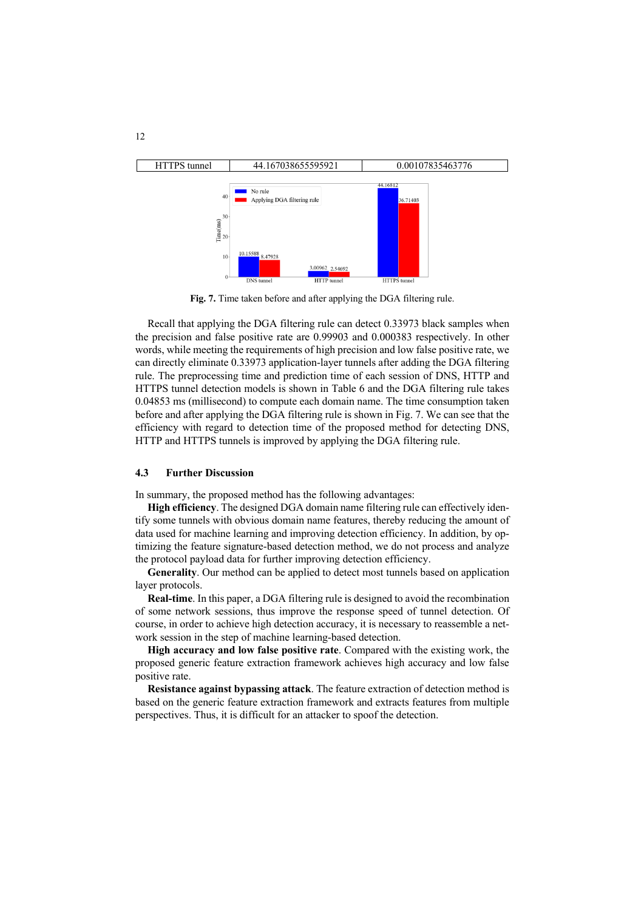| | | |
|---|---|---|
| HTTPS tunnel | 44.167038655595921 | 0.00107835463776 |

No rule
Applying DGA filtering rule
Time(ms)
0
10
20
30
40
10.15588
8.47928
3.00962
2.54692
44.16812
36.71403
DNS tunnel
HTTP tunnel
HTTPS tunnel

**Fig. 7.** Time taken before and after applying the DGA filtering rule.

Recall that applying the DGA filtering rule can detect 0.33973 black samples when the precision and false positive rate are 0.99903 and 0.000383 respectively. In other words, while meeting the requirements of high precision and low false positive rate, we can directly eliminate 0.33973 application-layer tunnels after adding the DGA filtering rule. The preprocessing time and prediction time of each session of DNS, HTTP and HTTPS tunnel detection models is shown in Table 6 and the DGA filtering rule takes 0.04853 ms (millisecond) to compute each domain name. The time consumption taken before and after applying the DGA filtering rule is shown in Fig. 7. We can see that the efficiency with regard to detection time of the proposed method for detecting DNS, HTTP and HTTPS tunnels is improved by applying the DGA filtering rule.

### 4.3 Further Discussion

In summary, the proposed method has the following advantages:

**High efficiency**. The designed DGA domain name filtering rule can effectively identify some tunnels with obvious domain name features, thereby reducing the amount of data used for machine learning and improving detection efficiency. In addition, by optimizing the feature signature-based detection method, we do not process and analyze the protocol payload data for further improving detection efficiency.

**Generality**. Our method can be applied to detect most tunnels based on application layer protocols.

**Real-time**. In this paper, a DGA filtering rule is designed to avoid the recombination of some network sessions, thus improve the response speed of tunnel detection. Of course, in order to achieve high detection accuracy, it is necessary to reassemble a network session in the step of machine learning-based detection.

**High accuracy and low false positive rate**. Compared with the existing work, the proposed generic feature extraction framework achieves high accuracy and low false positive rate.

**Resistance against bypassing attack**. The feature extraction of detection method is based on the generic feature extraction framework and extracts features from multiple perspectives. Thus, it is difficult for an attacker to spoof the detection.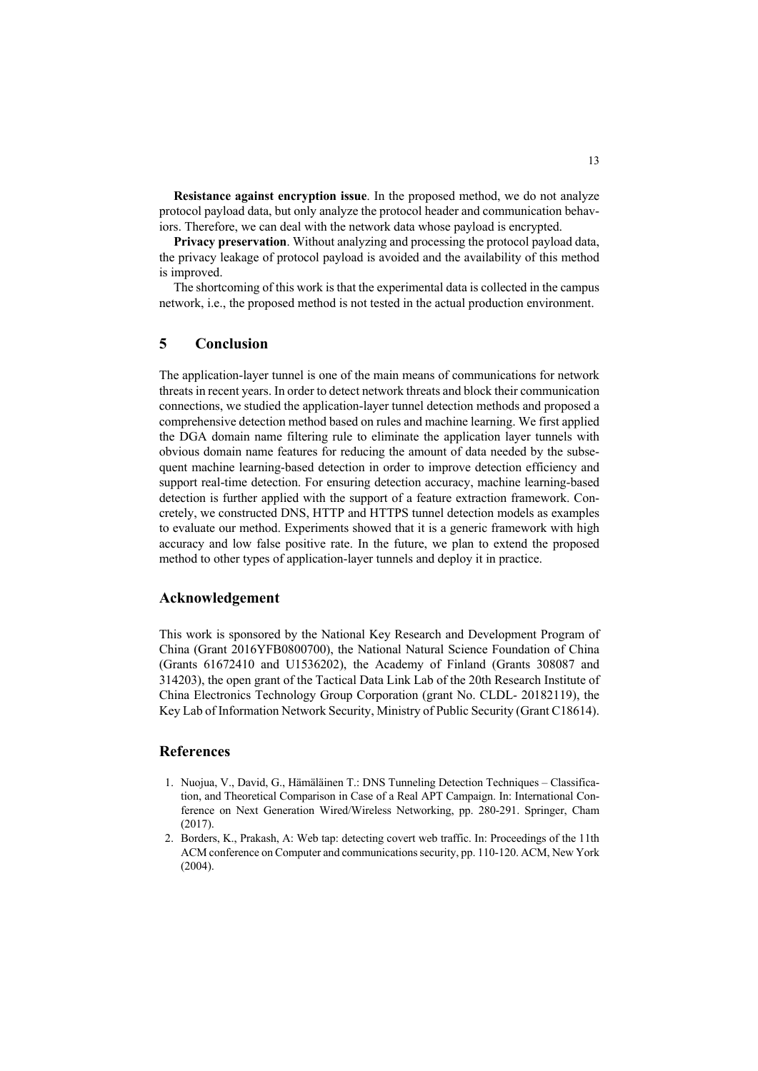**Resistance against encryption issue**. In the proposed method, we do not analyze protocol payload data, but only analyze the protocol header and communication behaviors. Therefore, we can deal with the network data whose payload is encrypted.

**Privacy preservation**. Without analyzing and processing the protocol payload data, the privacy leakage of protocol payload is avoided and the availability of this method is improved.

The shortcoming of this work is that the experimental data is collected in the campus network, i.e., the proposed method is not tested in the actual production environment.

## 5 Conclusion

The application-layer tunnel is one of the main means of communications for network threats in recent years. In order to detect network threats and block their communication connections, we studied the application-layer tunnel detection methods and proposed a comprehensive detection method based on rules and machine learning. We first applied the DGA domain name filtering rule to eliminate the application layer tunnels with obvious domain name features for reducing the amount of data needed by the subsequent machine learning-based detection in order to improve detection efficiency and support real-time detection. For ensuring detection accuracy, machine learning-based detection is further applied with the support of a feature extraction framework. Concretely, we constructed DNS, HTTP and HTTPS tunnel detection models as examples to evaluate our method. Experiments showed that it is a generic framework with high accuracy and low false positive rate. In the future, we plan to extend the proposed method to other types of application-layer tunnels and deploy it in practice.

## Acknowledgement

This work is sponsored by the National Key Research and Development Program of China (Grant 2016YFB0800700), the National Natural Science Foundation of China (Grants 61672410 and U1536202), the Academy of Finland (Grants 308087 and 314203), the open grant of the Tactical Data Link Lab of the 20th Research Institute of China Electronics Technology Group Corporation (grant No. CLDL- 20182119), the Key Lab of Information Network Security, Ministry of Public Security (Grant C18614).

## References

1. Nuojua, V., David, G., Hämäläinen T.: DNS Tunneling Detection Techniques – Classification, and Theoretical Comparison in Case of a Real APT Campaign. In: International Conference on Next Generation Wired/Wireless Networking, pp. 280-291. Springer, Cham (2017).
2. Borders, K., Prakash, A: Web tap: detecting covert web traffic. In: Proceedings of the 11th ACM conference on Computer and communications security, pp. 110-120. ACM, New York (2004).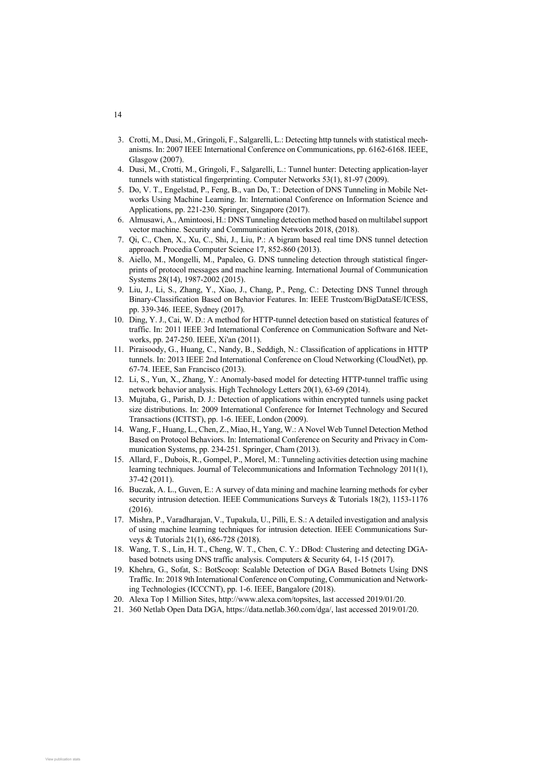3. Crotti, M., Dusi, M., Gringoli, F., Salgarelli, L.: Detecting http tunnels with statistical mechanisms. In: 2007 IEEE International Conference on Communications, pp. 6162-6168. IEEE, Glasgow (2007).
4. Dusi, M., Crotti, M., Gringoli, F., Salgarelli, L.: Tunnel hunter: Detecting application-layer tunnels with statistical fingerprinting. Computer Networks 53(1), 81-97 (2009).
5. Do, V. T., Engelstad, P., Feng, B., van Do, T.: Detection of DNS Tunneling in Mobile Networks Using Machine Learning. In: International Conference on Information Science and Applications, pp. 221-230. Springer, Singapore (2017).
6. Almusawi, A., Amintoosi, H.: DNS Tunneling detection method based on multilabel support vector machine. Security and Communication Networks 2018, (2018).
7. Qi, C., Chen, X., Xu, C., Shi, J., Liu, P.: A bigram based real time DNS tunnel detection approach. Procedia Computer Science 17, 852-860 (2013).
8. Aiello, M., Mongelli, M., Papaleo, G. DNS tunneling detection through statistical fingerprints of protocol messages and machine learning. International Journal of Communication Systems 28(14), 1987-2002 (2015).
9. Liu, J., Li, S., Zhang, Y., Xiao, J., Chang, P., Peng, C.: Detecting DNS Tunnel through Binary-Classification Based on Behavior Features. In: IEEE Trustcom/BigDataSE/ICESS, pp. 339-346. IEEE, Sydney (2017).
10. Ding, Y. J., Cai, W. D.: A method for HTTP-tunnel detection based on statistical features of traffic. In: 2011 IEEE 3rd International Conference on Communication Software and Networks, pp. 247-250. IEEE, Xi'an (2011).
11. Piraisoody, G., Huang, C., Nandy, B., Seddigh, N.: Classification of applications in HTTP tunnels. In: 2013 IEEE 2nd International Conference on Cloud Networking (CloudNet), pp. 67-74. IEEE, San Francisco (2013).
12. Li, S., Yun, X., Zhang, Y.: Anomaly-based model for detecting HTTP-tunnel traffic using network behavior analysis. High Technology Letters 20(1), 63-69 (2014).
13. Mujtaba, G., Parish, D. J.: Detection of applications within encrypted tunnels using packet size distributions. In: 2009 International Conference for Internet Technology and Secured Transactions (ICITST), pp. 1-6. IEEE, London (2009).
14. Wang, F., Huang, L., Chen, Z., Miao, H., Yang, W.: A Novel Web Tunnel Detection Method Based on Protocol Behaviors. In: International Conference on Security and Privacy in Communication Systems, pp. 234-251. Springer, Cham (2013).
15. Allard, F., Dubois, R., Gompel, P., Morel, M.: Tunneling activities detection using machine learning techniques. Journal of Telecommunications and Information Technology 2011(1), 37-42 (2011).
16. Buczak, A. L., Guven, E.: A survey of data mining and machine learning methods for cyber security intrusion detection. IEEE Communications Surveys & Tutorials 18(2), 1153-1176 (2016).
17. Mishra, P., Varadharajan, V., Tupakula, U., Pilli, E. S.: A detailed investigation and analysis of using machine learning techniques for intrusion detection. IEEE Communications Surveys & Tutorials 21(1), 686-728 (2018).
18. Wang, T. S., Lin, H. T., Cheng, W. T., Chen, C. Y.: DBod: Clustering and detecting DGA-based botnets using DNS traffic analysis. Computers & Security 64, 1-15 (2017).
19. Khehra, G., Sofat, S.: BotScoop: Scalable Detection of DGA Based Botnets Using DNS Traffic. In: 2018 9th International Conference on Computing, Communication and Networking Technologies (ICCCNT), pp. 1-6. IEEE, Bangalore (2018).
20. Alexa Top 1 Million Sites, http://www.alexa.com/topsites, last accessed 2019/01/20.
21. 360 Netlab Open Data DGA, https://data.netlab.360.com/dga/, last accessed 2019/01/20.